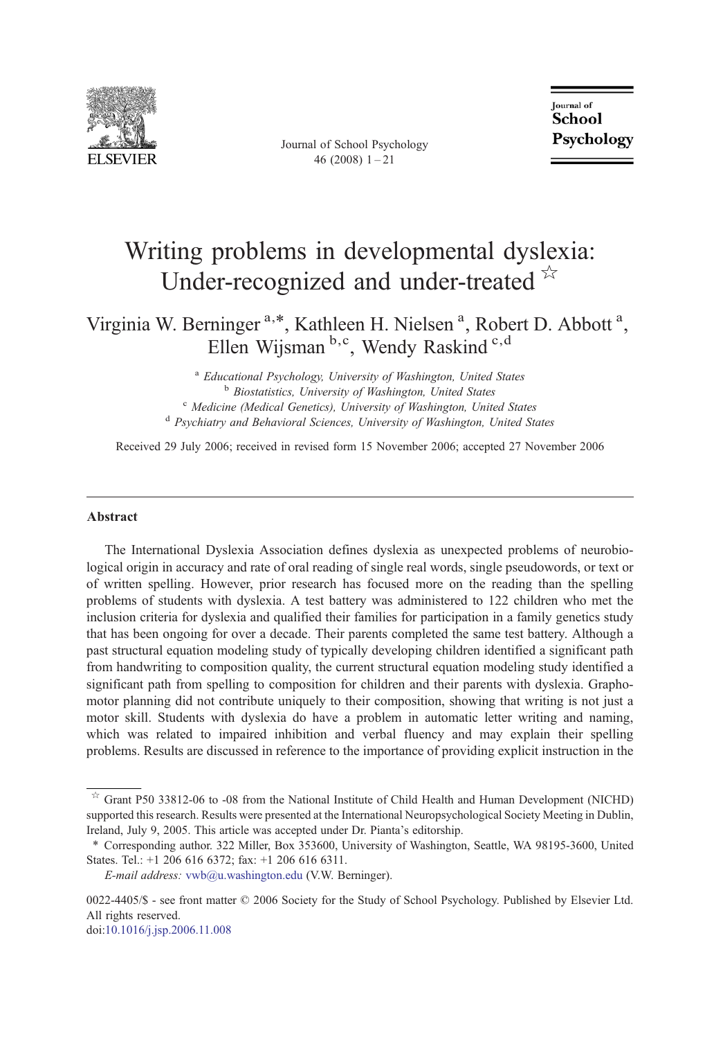# Writing problems in developmental dyslexia: Under-recognized and under-treated ☆

Virginia W. Berninger [a,*], Kathleen H. Nielsen [a], Robert D. Abbott [a], Ellen Wijsman [b,c], Wendy Raskind [c,d]

[a] *Educational Psychology, University of Washington, United States*
[b] *Biostatistics, University of Washington, United States*
[c] *Medicine (Medical Genetics), University of Washington, United States*
[d] *Psychiatry and Behavioral Sciences, University of Washington, United States*

Received 29 July 2006; received in revised form 15 November 2006; accepted 27 November 2006

## Abstract

The International Dyslexia Association defines dyslexia as unexpected problems of neurobiological origin in accuracy and rate of oral reading of single real words, single pseudowords, or text or of written spelling. However, prior research has focused more on the reading than the spelling problems of students with dyslexia. A test battery was administered to 122 children who met the inclusion criteria for dyslexia and qualified their families for participation in a family genetics study that has been ongoing for over a decade. Their parents completed the same test battery. Although a past structural equation modeling study of typically developing children identified a significant path from handwriting to composition quality, the current structural equation modeling study identified a significant path from spelling to composition for children and their parents with dyslexia. Graphomotor planning did not contribute uniquely to their composition, showing that writing is not just a motor skill. Students with dyslexia do have a problem in automatic letter writing and naming, which was related to impaired inhibition and verbal fluency and may explain their spelling problems. Results are discussed in reference to the importance of providing explicit instruction in the

---

☆ Grant P50 33812-06 to -08 from the National Institute of Child Health and Human Development (NICHD) supported this research. Results were presented at the International Neuropsychological Society Meeting in Dublin, Ireland, July 9, 2005. This article was accepted under Dr. Pianta's editorship.

\* Corresponding author. 322 Miller, Box 353600, University of Washington, Seattle, WA 98195-3600, United States. Tel.: +1 206 616 6372; fax: +1 206 616 6311.

*E-mail address:* vwb@u.washington.edu (V.W. Berninger).

0022-4405/$ - see front matter © 2006 Society for the Study of School Psychology. Published by Elsevier Ltd. All rights reserved.
doi:10.1016/j.jsp.2006.11.008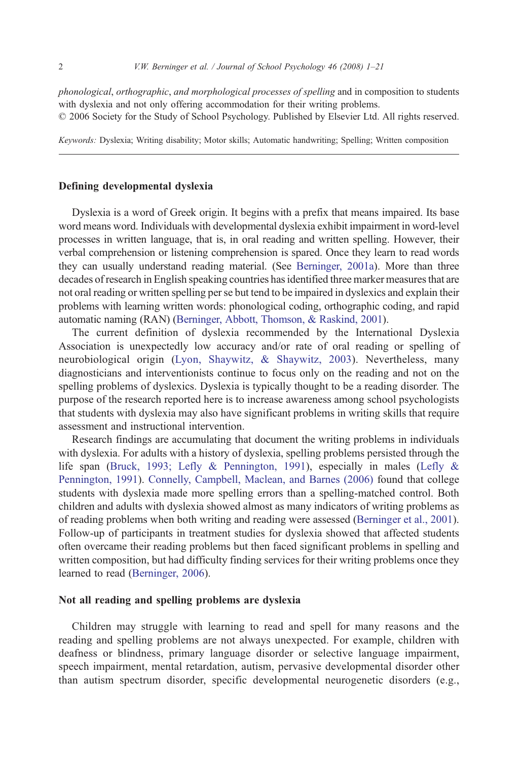*phonological*, *orthographic*, *and morphological processes of spelling* and in composition to students with dyslexia and not only offering accommodation for their writing problems.
© 2006 Society for the Study of School Psychology. Published by Elsevier Ltd. All rights reserved.

*Keywords:* Dyslexia; Writing disability; Motor skills; Automatic handwriting; Spelling; Written composition

## Defining developmental dyslexia

Dyslexia is a word of Greek origin. It begins with a prefix that means impaired. Its base word means word. Individuals with developmental dyslexia exhibit impairment in word-level processes in written language, that is, in oral reading and written spelling. However, their verbal comprehension or listening comprehension is spared. Once they learn to read words they can usually understand reading material. (See Berninger, 2001a). More than three decades of research in English speaking countries has identified three marker measures that are not oral reading or written spelling per se but tend to be impaired in dyslexics and explain their problems with learning written words: phonological coding, orthographic coding, and rapid automatic naming (RAN) (Berninger, Abbott, Thomson, & Raskind, 2001).

The current definition of dyslexia recommended by the International Dyslexia Association is unexpectedly low accuracy and/or rate of oral reading or spelling of neurobiological origin (Lyon, Shaywitz, & Shaywitz, 2003). Nevertheless, many diagnosticians and interventionists continue to focus only on the reading and not on the spelling problems of dyslexics. Dyslexia is typically thought to be a reading disorder. The purpose of the research reported here is to increase awareness among school psychologists that students with dyslexia may also have significant problems in writing skills that require assessment and instructional intervention.

Research findings are accumulating that document the writing problems in individuals with dyslexia. For adults with a history of dyslexia, spelling problems persisted through the life span (Bruck, 1993; Lefly & Pennington, 1991), especially in males (Lefly & Pennington, 1991). Connelly, Campbell, Maclean, and Barnes (2006) found that college students with dyslexia made more spelling errors than a spelling-matched control. Both children and adults with dyslexia showed almost as many indicators of writing problems as of reading problems when both writing and reading were assessed (Berninger et al., 2001). Follow-up of participants in treatment studies for dyslexia showed that affected students often overcame their reading problems but then faced significant problems in spelling and written composition, but had difficulty finding services for their writing problems once they learned to read (Berninger, 2006).

## Not all reading and spelling problems are dyslexia

Children may struggle with learning to read and spell for many reasons and the reading and spelling problems are not always unexpected. For example, children with deafness or blindness, primary language disorder or selective language impairment, speech impairment, mental retardation, autism, pervasive developmental disorder other than autism spectrum disorder, specific developmental neurogenetic disorders (e.g.,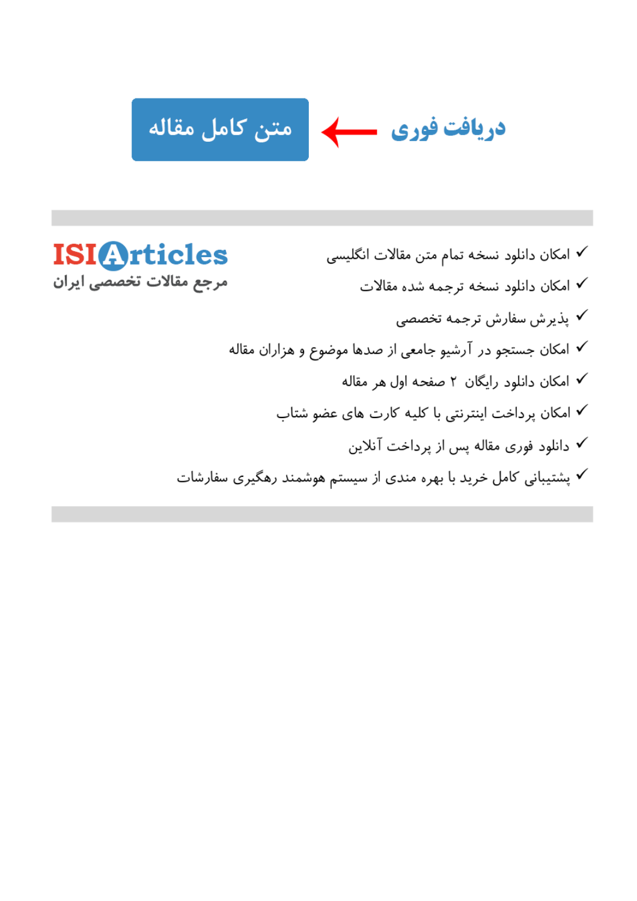دریافت فوری ← متن کامل مقاله

**ISIArticles**
مرجع مقالات تخصصی ایران

- ✓ امکان دانلود نسخه تمام متن مقالات انگلیسی
- ✓ امکان دانلود نسخه ترجمه شده مقالات
- ✓ پذیرش سفارش ترجمه تخصصی
- ✓ امکان جستجو در آرشیو جامعی از صدها موضوع و هزاران مقاله
- ✓ امکان دانلود رایگان ۲ صفحه اول هر مقاله
- ✓ امکان پرداخت اینترنتی با کلیه کارت های عضو شتاب
- ✓ دانلود فوری مقاله پس از پرداخت آنلاین
- ✓ پشتیبانی کامل خرید با بهره مندی از سیستم هوشمند رهگیری سفارشات